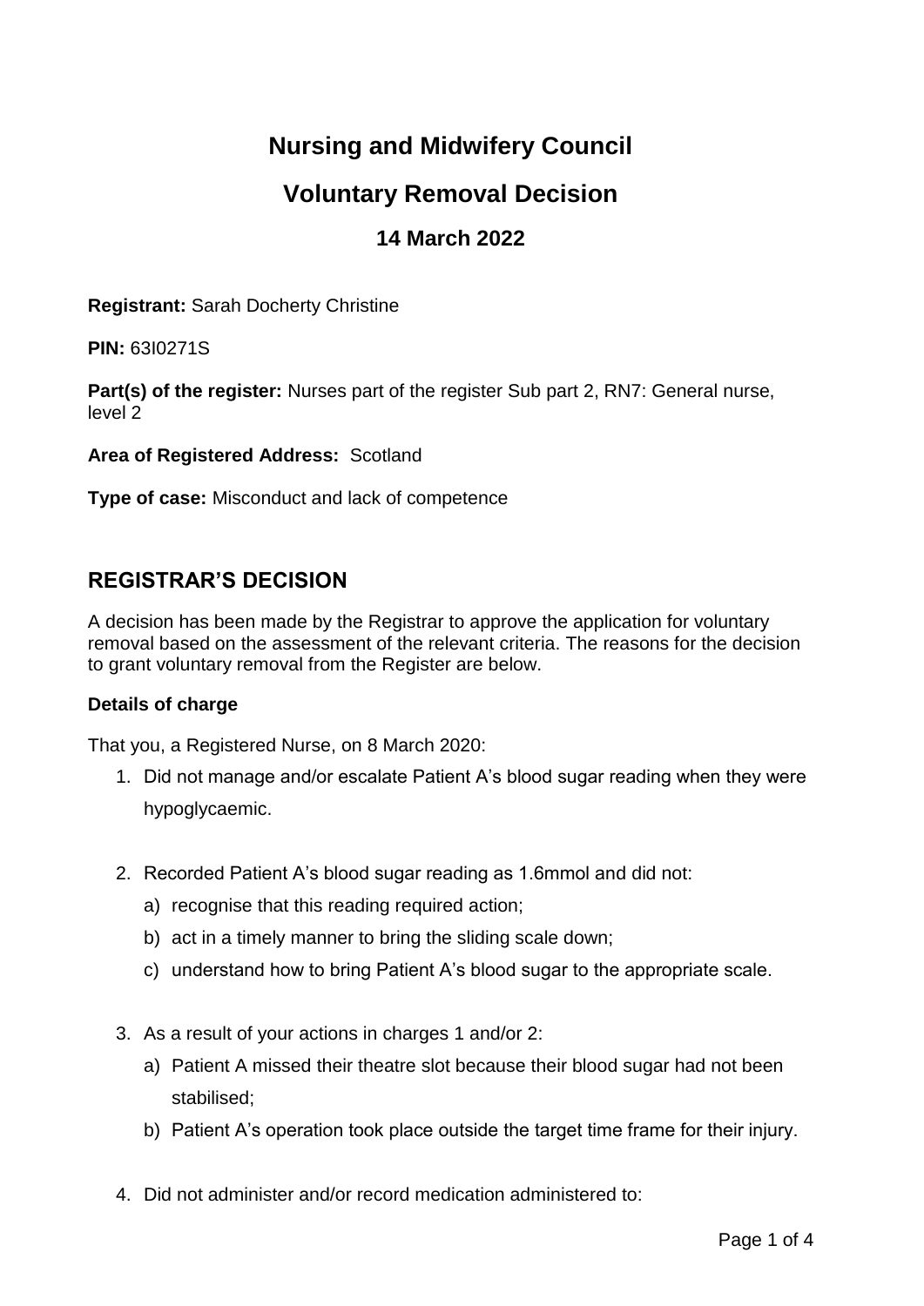# Nursing and Midwifery Council

## Voluntary Removal Decision

### 14 March 2022

**Registrant:** Sarah Docherty Christine

**PIN:** 63I0271S

**Part(s) of the register:** Nurses part of the register Sub part 2, RN7: General nurse, level 2

**Area of Registered Address:** Scotland

**Type of case:** Misconduct and lack of competence

## REGISTRAR'S DECISION

A decision has been made by the Registrar to approve the application for voluntary removal based on the assessment of the relevant criteria. The reasons for the decision to grant voluntary removal from the Register are below.

**Details of charge**

That you, a Registered Nurse, on 8 March 2020:

1. Did not manage and/or escalate Patient A's blood sugar reading when they were hypoglycaemic.

2. Recorded Patient A's blood sugar reading as 1.6mmol and did not:
   a) recognise that this reading required action;
   b) act in a timely manner to bring the sliding scale down;
   c) understand how to bring Patient A's blood sugar to the appropriate scale.

3. As a result of your actions in charges 1 and/or 2:
   a) Patient A missed their theatre slot because their blood sugar had not been stabilised;
   b) Patient A's operation took place outside the target time frame for their injury.

4. Did not administer and/or record medication administered to: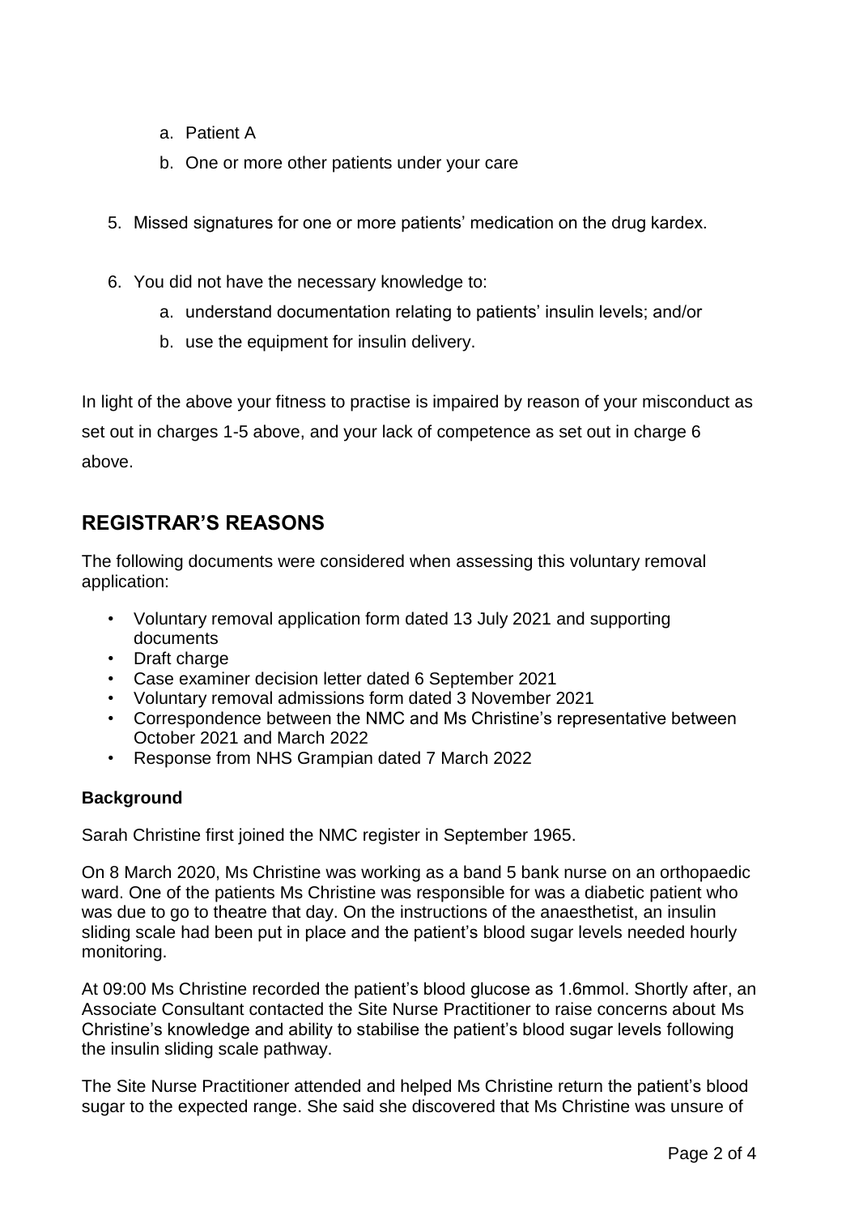a. Patient A
   b. One or more other patients under your care

5. Missed signatures for one or more patients' medication on the drug kardex.

6. You did not have the necessary knowledge to:
   a. understand documentation relating to patients' insulin levels; and/or
   b. use the equipment for insulin delivery.

In light of the above your fitness to practise is impaired by reason of your misconduct as set out in charges 1-5 above, and your lack of competence as set out in charge 6 above.

## REGISTRAR'S REASONS

The following documents were considered when assessing this voluntary removal application:

- Voluntary removal application form dated 13 July 2021 and supporting documents
- Draft charge
- Case examiner decision letter dated 6 September 2021
- Voluntary removal admissions form dated 3 November 2021
- Correspondence between the NMC and Ms Christine's representative between October 2021 and March 2022
- Response from NHS Grampian dated 7 March 2022

**Background**

Sarah Christine first joined the NMC register in September 1965.

On 8 March 2020, Ms Christine was working as a band 5 bank nurse on an orthopaedic ward. One of the patients Ms Christine was responsible for was a diabetic patient who was due to go to theatre that day. On the instructions of the anaesthetist, an insulin sliding scale had been put in place and the patient's blood sugar levels needed hourly monitoring.

At 09:00 Ms Christine recorded the patient's blood glucose as 1.6mmol. Shortly after, an Associate Consultant contacted the Site Nurse Practitioner to raise concerns about Ms Christine's knowledge and ability to stabilise the patient's blood sugar levels following the insulin sliding scale pathway.

The Site Nurse Practitioner attended and helped Ms Christine return the patient's blood sugar to the expected range. She said she discovered that Ms Christine was unsure of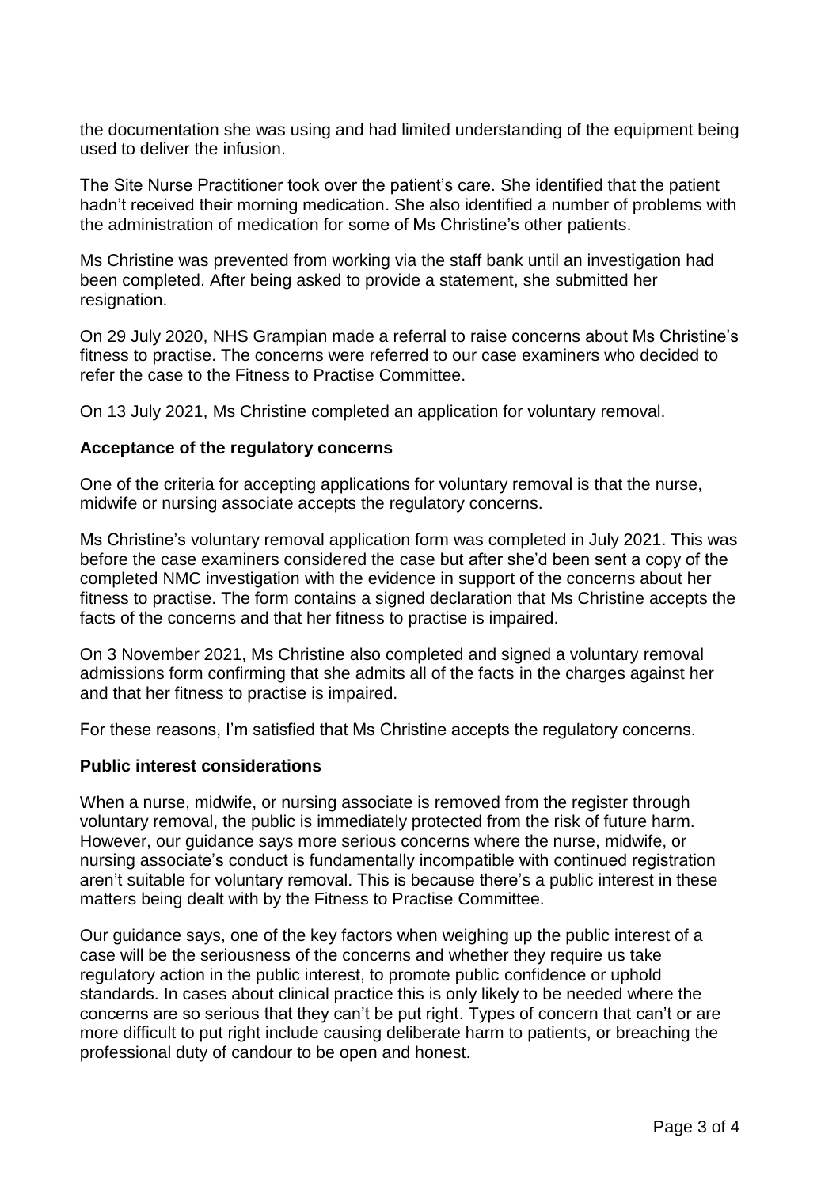the documentation she was using and had limited understanding of the equipment being used to deliver the infusion.

The Site Nurse Practitioner took over the patient's care. She identified that the patient hadn't received their morning medication. She also identified a number of problems with the administration of medication for some of Ms Christine's other patients.

Ms Christine was prevented from working via the staff bank until an investigation had been completed. After being asked to provide a statement, she submitted her resignation.

On 29 July 2020, NHS Grampian made a referral to raise concerns about Ms Christine's fitness to practise. The concerns were referred to our case examiners who decided to refer the case to the Fitness to Practise Committee.

On 13 July 2021, Ms Christine completed an application for voluntary removal.

### Acceptance of the regulatory concerns

One of the criteria for accepting applications for voluntary removal is that the nurse, midwife or nursing associate accepts the regulatory concerns.

Ms Christine's voluntary removal application form was completed in July 2021. This was before the case examiners considered the case but after she'd been sent a copy of the completed NMC investigation with the evidence in support of the concerns about her fitness to practise. The form contains a signed declaration that Ms Christine accepts the facts of the concerns and that her fitness to practise is impaired.

On 3 November 2021, Ms Christine also completed and signed a voluntary removal admissions form confirming that she admits all of the facts in the charges against her and that her fitness to practise is impaired.

For these reasons, I'm satisfied that Ms Christine accepts the regulatory concerns.

### Public interest considerations

When a nurse, midwife, or nursing associate is removed from the register through voluntary removal, the public is immediately protected from the risk of future harm. However, our guidance says more serious concerns where the nurse, midwife, or nursing associate's conduct is fundamentally incompatible with continued registration aren't suitable for voluntary removal. This is because there's a public interest in these matters being dealt with by the Fitness to Practise Committee.

Our guidance says, one of the key factors when weighing up the public interest of a case will be the seriousness of the concerns and whether they require us take regulatory action in the public interest, to promote public confidence or uphold standards. In cases about clinical practice this is only likely to be needed where the concerns are so serious that they can't be put right. Types of concern that can't or are more difficult to put right include causing deliberate harm to patients, or breaching the professional duty of candour to be open and honest.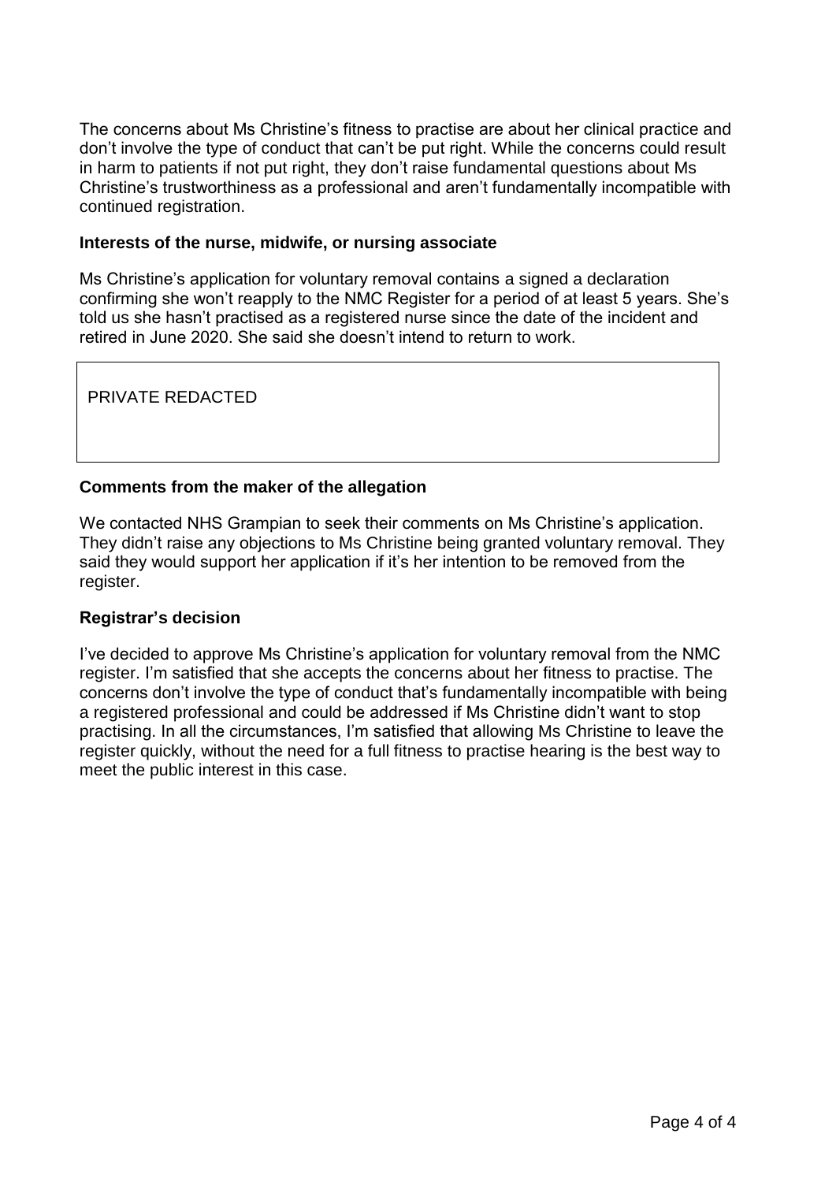The concerns about Ms Christine's fitness to practise are about her clinical practice and don't involve the type of conduct that can't be put right. While the concerns could result in harm to patients if not put right, they don't raise fundamental questions about Ms Christine's trustworthiness as a professional and aren't fundamentally incompatible with continued registration.

**Interests of the nurse, midwife, or nursing associate**

Ms Christine's application for voluntary removal contains a signed a declaration confirming she won't reapply to the NMC Register for a period of at least 5 years. She's told us she hasn't practised as a registered nurse since the date of the incident and retired in June 2020. She said she doesn't intend to return to work.

PRIVATE REDACTED

**Comments from the maker of the allegation**

We contacted NHS Grampian to seek their comments on Ms Christine's application. They didn't raise any objections to Ms Christine being granted voluntary removal. They said they would support her application if it's her intention to be removed from the register.

**Registrar's decision**

I've decided to approve Ms Christine's application for voluntary removal from the NMC register. I'm satisfied that she accepts the concerns about her fitness to practise. The concerns don't involve the type of conduct that's fundamentally incompatible with being a registered professional and could be addressed if Ms Christine didn't want to stop practising. In all the circumstances, I'm satisfied that allowing Ms Christine to leave the register quickly, without the need for a full fitness to practise hearing is the best way to meet the public interest in this case.